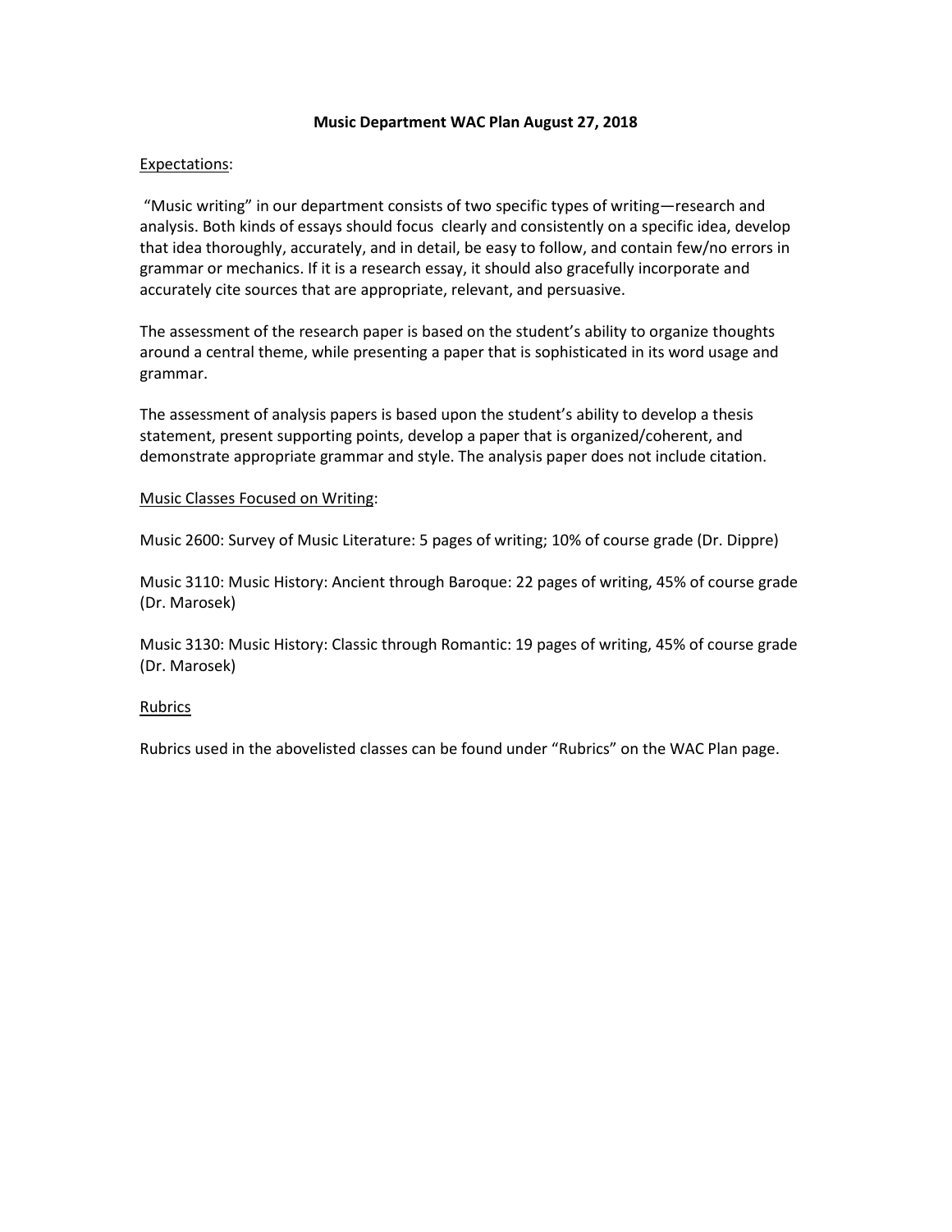# Music Department WAC Plan August 27, 2018

## Expectations:

"Music writing" in our department consists of two specific types of writing—research and analysis. Both kinds of essays should focus clearly and consistently on a specific idea, develop that idea thoroughly, accurately, and in detail, be easy to follow, and contain few/no errors in grammar or mechanics. If it is a research essay, it should also gracefully incorporate and accurately cite sources that are appropriate, relevant, and persuasive.

The assessment of the research paper is based on the student's ability to organize thoughts around a central theme, while presenting a paper that is sophisticated in its word usage and grammar.

The assessment of analysis papers is based upon the student's ability to develop a thesis statement, present supporting points, develop a paper that is organized/coherent, and demonstrate appropriate grammar and style. The analysis paper does not include citation.

## Music Classes Focused on Writing:

Music 2600: Survey of Music Literature: 5 pages of writing; 10% of course grade (Dr. Dippre)

Music 3110: Music History: Ancient through Baroque: 22 pages of writing, 45% of course grade (Dr. Marosek)

Music 3130: Music History: Classic through Romantic: 19 pages of writing, 45% of course grade (Dr. Marosek)

## Rubrics

Rubrics used in the abovelisted classes can be found under "Rubrics" on the WAC Plan page.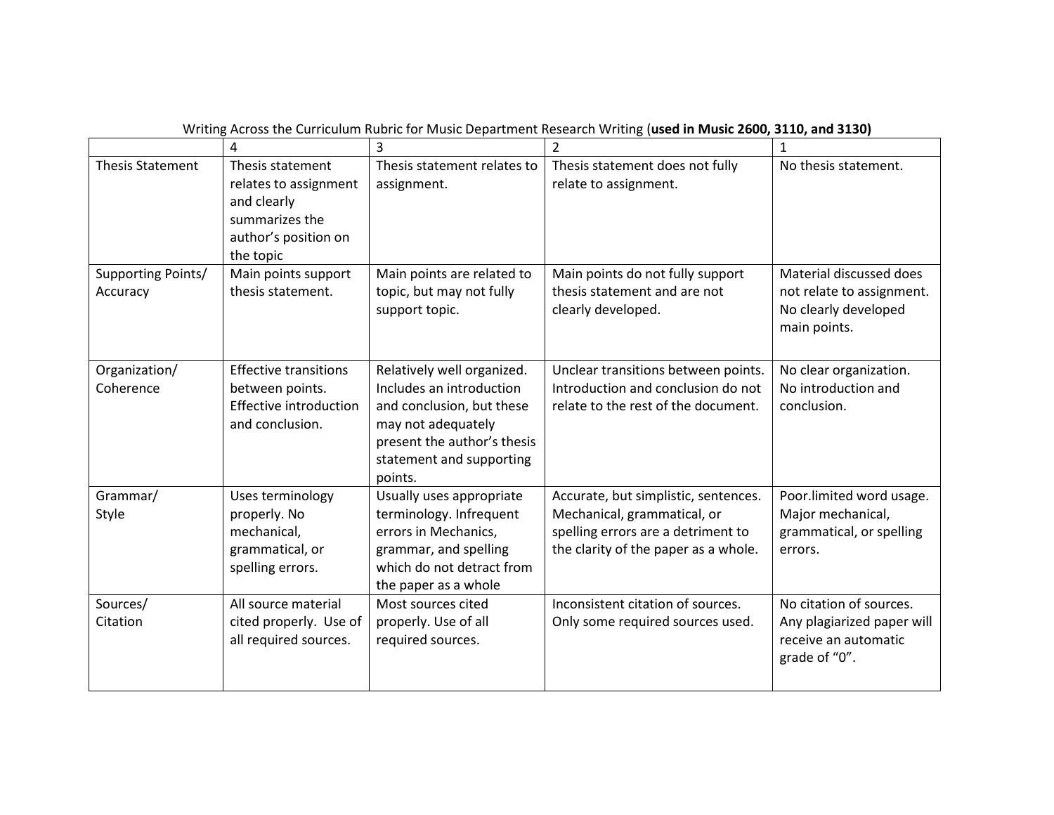Writing Across the Curriculum Rubric for Music Department Research Writing (**used in Music 2600, 3110, and 3130)**

| | 4 | 3 | 2 | 1 |
|---|---|---|---|---|
| Thesis Statement | Thesis statement relates to assignment and clearly summarizes the author's position on the topic | Thesis statement relates to assignment. | Thesis statement does not fully relate to assignment. | No thesis statement. |
| Supporting Points/ Accuracy | Main points support thesis statement. | Main points are related to topic, but may not fully support topic. | Main points do not fully support thesis statement and are not clearly developed. | Material discussed does not relate to assignment. No clearly developed main points. |
| Organization/ Coherence | Effective transitions between points. Effective introduction and conclusion. | Relatively well organized. Includes an introduction and conclusion, but these may not adequately present the author's thesis statement and supporting points. | Unclear transitions between points. Introduction and conclusion do not relate to the rest of the document. | No clear organization. No introduction and conclusion. |
| Grammar/ Style | Uses terminology properly. No mechanical, grammatical, or spelling errors. | Usually uses appropriate terminology. Infrequent errors in Mechanics, grammar, and spelling which do not detract from the paper as a whole | Accurate, but simplistic, sentences. Mechanical, grammatical, or spelling errors are a detriment to the clarity of the paper as a whole. | Poor.limited word usage. Major mechanical, grammatical, or spelling errors. |
| Sources/ Citation | All source material cited properly. Use of all required sources. | Most sources cited properly. Use of all required sources. | Inconsistent citation of sources. Only some required sources used. | No citation of sources. Any plagiarized paper will receive an automatic grade of "0". |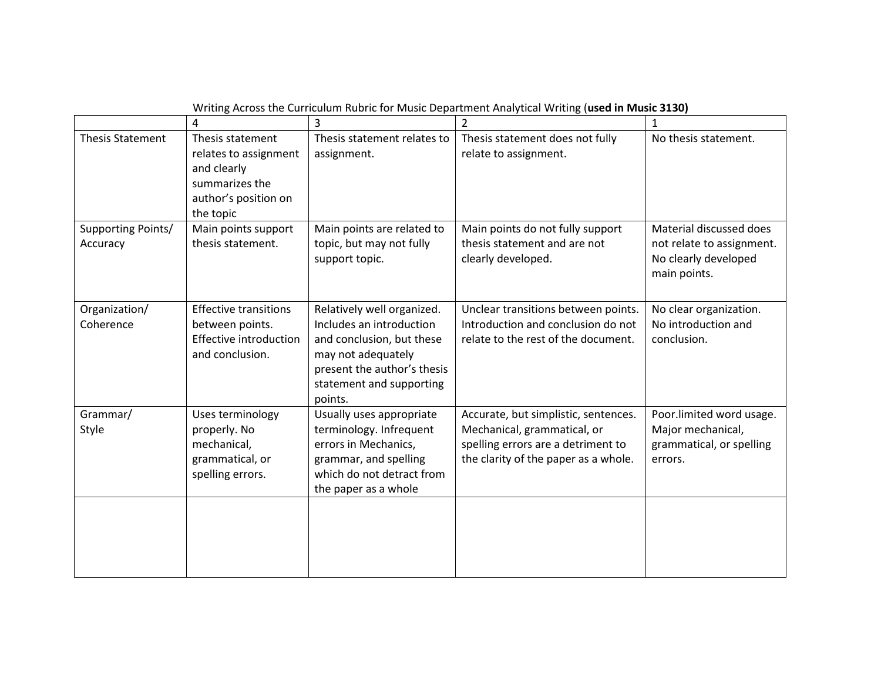Writing Across the Curriculum Rubric for Music Department Analytical Writing (**used in Music 3130)**

| | 4 | 3 | 2 | 1 |
|---|---|---|---|---|
| Thesis Statement | Thesis statement relates to assignment and clearly summarizes the author's position on the topic | Thesis statement relates to assignment. | Thesis statement does not fully relate to assignment. | No thesis statement. |
| Supporting Points/ Accuracy | Main points support thesis statement. | Main points are related to topic, but may not fully support topic. | Main points do not fully support thesis statement and are not clearly developed. | Material discussed does not relate to assignment. No clearly developed main points. |
| Organization/ Coherence | Effective transitions between points. Effective introduction and conclusion. | Relatively well organized. Includes an introduction and conclusion, but these may not adequately present the author's thesis statement and supporting points. | Unclear transitions between points. Introduction and conclusion do not relate to the rest of the document. | No clear organization. No introduction and conclusion. |
| Grammar/ Style | Uses terminology properly. No mechanical, grammatical, or spelling errors. | Usually uses appropriate terminology. Infrequent errors in Mechanics, grammar, and spelling which do not detract from the paper as a whole | Accurate, but simplistic, sentences. Mechanical, grammatical, or spelling errors are a detriment to the clarity of the paper as a whole. | Poor.limited word usage. Major mechanical, grammatical, or spelling errors. |
| | | | | |